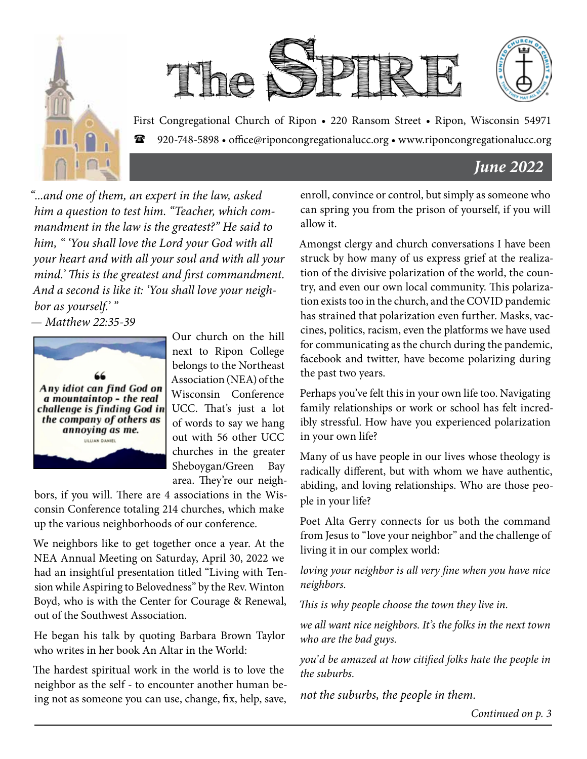# The SPIRE

First Congregational Church of Ripon • 220 Ransom Street • Ripon, Wisconsin 54971

☎ 920-748-5898 • office@riponcongregationalucc.org • www.riponcongregationalucc.org

***June 2022***

*"...and one of them, an expert in the law, asked him a question to test him. "Teacher, which commandment in the law is the greatest?" He said to him, " 'You shall love the Lord your God with all your heart and with all your soul and with all your mind.' This is the greatest and first commandment. And a second is like it: 'You shall love your neighbor as yourself.' "*

*— Matthew 22:35-39*

> **Any idiot can find God on a mountaintop - the real challenge is finding God in the company of others as annoying as me.**
> LILLIAN DANIEL

Our church on the hill next to Ripon College belongs to the Northeast Association (NEA) of the Wisconsin Conference UCC. That's just a lot of words to say we hang out with 56 other UCC churches in the greater Sheboygan/Green Bay area. They're our neighbors, if you will. There are 4 associations in the Wisconsin Conference totaling 214 churches, which make up the various neighborhoods of our conference.

We neighbors like to get together once a year. At the NEA Annual Meeting on Saturday, April 30, 2022 we had an insightful presentation titled "Living with Tension while Aspiring to Belovedness" by the Rev. Winton Boyd, who is with the Center for Courage & Renewal, out of the Southwest Association.

He began his talk by quoting Barbara Brown Taylor who writes in her book An Altar in the World:

The hardest spiritual work in the world is to love the neighbor as the self - to encounter another human being not as someone you can use, change, fix, help, save, enroll, convince or control, but simply as someone who can spring you from the prison of yourself, if you will allow it.

Amongst clergy and church conversations I have been struck by how many of us express grief at the realization of the divisive polarization of the world, the country, and even our own local community. This polarization exists too in the church, and the COVID pandemic has strained that polarization even further. Masks, vaccines, politics, racism, even the platforms we have used for communicating as the church during the pandemic, facebook and twitter, have become polarizing during the past two years.

Perhaps you've felt this in your own life too. Navigating family relationships or work or school has felt incredibly stressful. How have you experienced polarization in your own life?

Many of us have people in our lives whose theology is radically different, but with whom we have authentic, abiding, and loving relationships. Who are those people in your life?

Poet Alta Gerry connects for us both the command from Jesus to "love your neighbor" and the challenge of living it in our complex world:

*loving your neighbor is all very fine when you have nice neighbors.*

*This is why people choose the town they live in.*

*we all want nice neighbors. It's the folks in the next town who are the bad guys.*

*you'd be amazed at how citified folks hate the people in the suburbs.*

*not the suburbs, the people in them.*

*Continued on p. 3*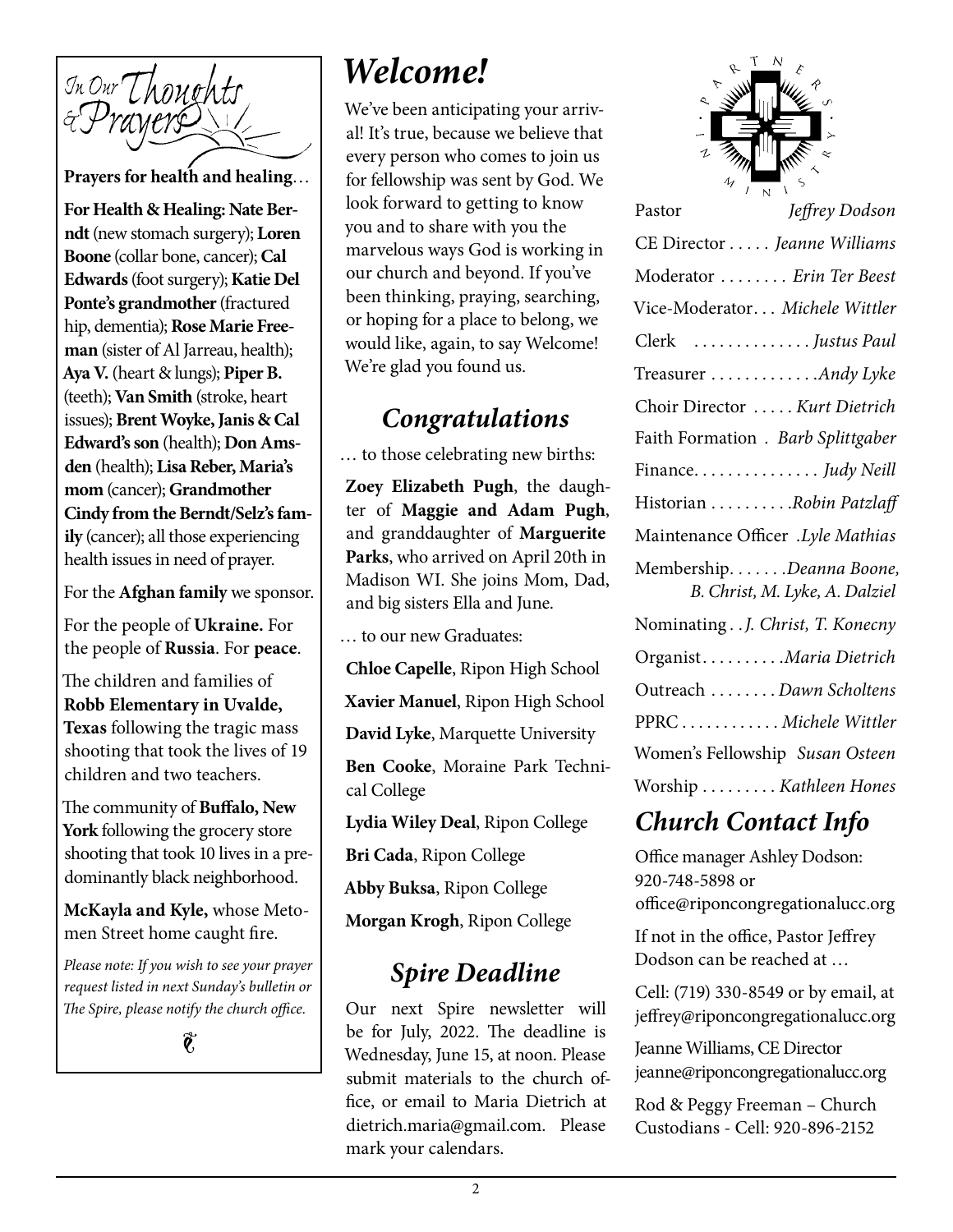## In Our Thoughts & Prayers

**Prayers for health and healing**…

**For Health & Healing: Nate Berndt** (new stomach surgery); **Loren Boone** (collar bone, cancer); **Cal Edwards** (foot surgery); **Katie Del Ponte's grandmother** (fractured hip, dementia); **Rose Marie Freeman** (sister of Al Jarreau, health); **Aya V.** (heart & lungs); **Piper B.** (teeth); **Van Smith** (stroke, heart issues); **Brent Woyke, Janis & Cal Edward's son** (health); **Don Amsden** (health); **Lisa Reber, Maria's mom** (cancer); **Grandmother Cindy from the Berndt/Selz's family** (cancer); all those experiencing health issues in need of prayer.

For the **Afghan family** we sponsor.

For the people of **Ukraine.** For the people of **Russia**. For **peace**.

The children and families of **Robb Elementary in Uvalde, Texas** following the tragic mass shooting that took the lives of 19 children and two teachers.

The community of **Buffalo, New York** following the grocery store shooting that took 10 lives in a predominantly black neighborhood.

**McKayla and Kyle,** whose Metomen Street home caught fire.

*Please note: If you wish to see your prayer request listed in next Sunday's bulletin or The Spire, please notify the church office.*

# Welcome!

We've been anticipating your arrival! It's true, because we believe that every person who comes to join us for fellowship was sent by God. We look forward to getting to know you and to share with you the marvelous ways God is working in our church and beyond. If you've been thinking, praying, searching, or hoping for a place to belong, we would like, again, to say Welcome! We're glad you found us.

## Congratulations

… to those celebrating new births:

**Zoey Elizabeth Pugh**, the daughter of **Maggie and Adam Pugh**, and granddaughter of **Marguerite Parks**, who arrived on April 20th in Madison WI. She joins Mom, Dad, and big sisters Ella and June.

… to our new Graduates:

**Chloe Capelle**, Ripon High School

**Xavier Manuel**, Ripon High School

**David Lyke**, Marquette University

**Ben Cooke**, Moraine Park Technical College

**Lydia Wiley Deal**, Ripon College

**Bri Cada**, Ripon College

**Abby Buksa**, Ripon College

**Morgan Krogh**, Ripon College

## Spire Deadline

Our next Spire newsletter will be for July, 2022. The deadline is Wednesday, June 15, at noon. Please submit materials to the church office, or email to Maria Dietrich at dietrich.maria@gmail.com. Please mark your calendars.

PARTNERS · IN MINISTRY

Pastor *Jeffrey Dodson*

CE Director . . . . . *Jeanne Williams*

Moderator . . . . . . . . *Erin Ter Beest*

Vice-Moderator. . . *Michele Wittler*

Clerk . . . . . . . . . . . . . *Justus Paul*

Treasurer . . . . . . . . . . . . .*Andy Lyke*

Choir Director . . . . . *Kurt Dietrich*

Faith Formation . *Barb Splittgaber*

Finance. . . . . . . . . . . . . . . *Judy Neill*

Historian . . . . . . . . . .*Robin Patzlaff*

Maintenance Officer .*Lyle Mathias*

Membership. . . . . . .*Deanna Boone, B. Christ, M. Lyke, A. Dalziel*

Nominating . . *J. Christ, T. Konecny*

Organist. . . . . . . . . .*Maria Dietrich*

Outreach . . . . . . . . *Dawn Scholtens*

PPRC . . . . . . . . . . . . *Michele Wittler*

Women's Fellowship *Susan Osteen*

Worship . . . . . . . . . *Kathleen Hones*

## Church Contact Info

Office manager Ashley Dodson: 920-748-5898 or office@riponcongregationalucc.org

If not in the office, Pastor Jeffrey Dodson can be reached at …

Cell: (719) 330-8549 or by email, at jeffrey@riponcongregationalucc.org

Jeanne Williams, CE Director jeanne@riponcongregationalucc.org

Rod & Peggy Freeman – Church Custodians - Cell: 920-896-2152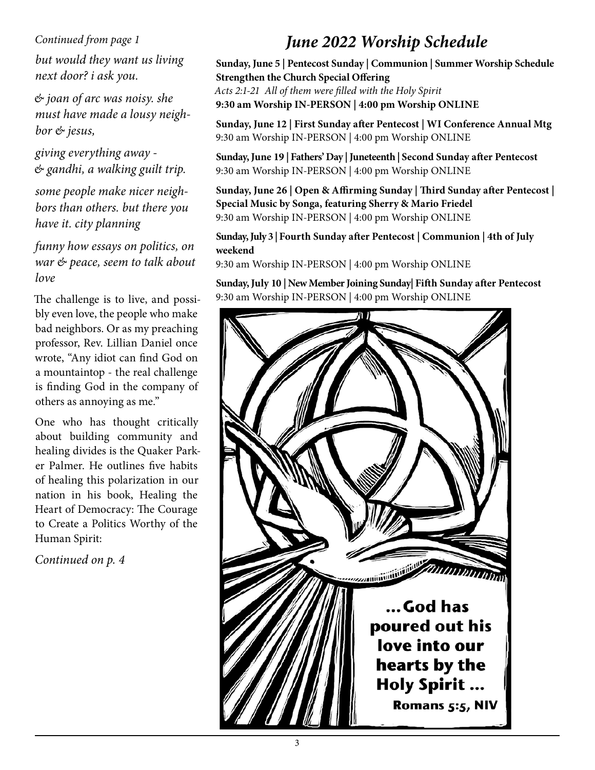*Continued from page 1*

*but would they want us living next door? i ask you.*

*& joan of arc was noisy. she must have made a lousy neighbor & jesus,*

*giving everything away - & gandhi, a walking guilt trip.*

*some people make nicer neighbors than others. but there you have it. city planning*

*funny how essays on politics, on war & peace, seem to talk about love*

The challenge is to live, and possibly even love, the people who make bad neighbors. Or as my preaching professor, Rev. Lillian Daniel once wrote, "Any idiot can find God on a mountaintop - the real challenge is finding God in the company of others as annoying as me."

One who has thought critically about building community and healing divides is the Quaker Parker Palmer. He outlines five habits of healing this polarization in our nation in his book, Healing the Heart of Democracy: The Courage to Create a Politics Worthy of the Human Spirit:

*Continued on p. 4*

# *June 2022 Worship Schedule*

**Sunday, June 5 | Pentecost Sunday | Communion | Summer Worship Schedule**
**Strengthen the Church Special Offering**
*Acts 2:1-21 All of them were filled with the Holy Spirit*
**9:30 am Worship IN-PERSON | 4:00 pm Worship ONLINE**

**Sunday, June 12 | First Sunday after Pentecost | WI Conference Annual Mtg**
9:30 am Worship IN-PERSON | 4:00 pm Worship ONLINE

**Sunday, June 19 | Fathers' Day | Juneteenth | Second Sunday after Pentecost**
9:30 am Worship IN-PERSON | 4:00 pm Worship ONLINE

**Sunday, June 26 | Open & Affirming Sunday | Third Sunday after Pentecost | Special Music by Songa, featuring Sherry & Mario Friedel**
9:30 am Worship IN-PERSON | 4:00 pm Worship ONLINE

**Sunday, July 3 | Fourth Sunday after Pentecost | Communion | 4th of July weekend**
9:30 am Worship IN-PERSON | 4:00 pm Worship ONLINE

**Sunday, July 10 | New Member Joining Sunday| Fifth Sunday after Pentecost**
9:30 am Worship IN-PERSON | 4:00 pm Worship ONLINE

...God has poured out his love into our hearts by the Holy Spirit ...
Romans 5:5, NIV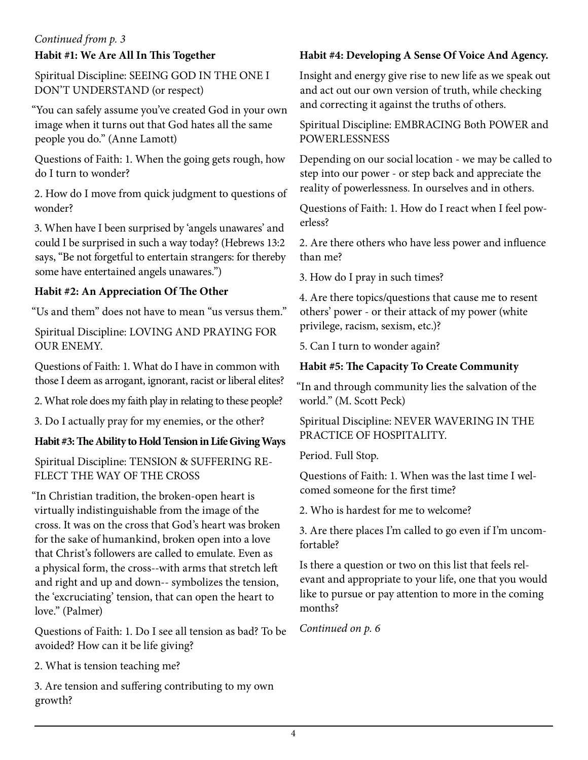*Continued from p. 3*

**Habit #1: We Are All In This Together**

Spiritual Discipline: SEEING GOD IN THE ONE I DON'T UNDERSTAND (or respect)

"You can safely assume you've created God in your own image when it turns out that God hates all the same people you do." (Anne Lamott)

Questions of Faith: 1. When the going gets rough, how do I turn to wonder?

2. How do I move from quick judgment to questions of wonder?

3. When have I been surprised by 'angels unawares' and could I be surprised in such a way today? (Hebrews 13:2 says, "Be not forgetful to entertain strangers: for thereby some have entertained angels unawares.")

**Habit #2: An Appreciation Of The Other**

"Us and them" does not have to mean "us versus them."

Spiritual Discipline: LOVING AND PRAYING FOR OUR ENEMY.

Questions of Faith: 1. What do I have in common with those I deem as arrogant, ignorant, racist or liberal elites?

2. What role does my faith play in relating to these people?

3. Do I actually pray for my enemies, or the other?

**Habit #3: The Ability to Hold Tension in Life Giving Ways**

Spiritual Discipline: TENSION & SUFFERING REFLECT THE WAY OF THE CROSS

"In Christian tradition, the broken-open heart is virtually indistinguishable from the image of the cross. It was on the cross that God's heart was broken for the sake of humankind, broken open into a love that Christ's followers are called to emulate. Even as a physical form, the cross--with arms that stretch left and right and up and down-- symbolizes the tension, the 'excruciating' tension, that can open the heart to love." (Palmer)

Questions of Faith: 1. Do I see all tension as bad? To be avoided? How can it be life giving?

2. What is tension teaching me?

3. Are tension and suffering contributing to my own growth?

**Habit #4: Developing A Sense Of Voice And Agency.**

Insight and energy give rise to new life as we speak out and act out our own version of truth, while checking and correcting it against the truths of others.

Spiritual Discipline: EMBRACING Both POWER and POWERLESSNESS

Depending on our social location - we may be called to step into our power - or step back and appreciate the reality of powerlessness. In ourselves and in others.

Questions of Faith: 1. How do I react when I feel powerless?

2. Are there others who have less power and influence than me?

3. How do I pray in such times?

4. Are there topics/questions that cause me to resent others' power - or their attack of my power (white privilege, racism, sexism, etc.)?

5. Can I turn to wonder again?

**Habit #5: The Capacity To Create Community**

"In and through community lies the salvation of the world." (M. Scott Peck)

Spiritual Discipline: NEVER WAVERING IN THE PRACTICE OF HOSPITALITY.

Period. Full Stop.

Questions of Faith: 1. When was the last time I welcomed someone for the first time?

2. Who is hardest for me to welcome?

3. Are there places I'm called to go even if I'm uncomfortable?

Is there a question or two on this list that feels relevant and appropriate to your life, one that you would like to pursue or pay attention to more in the coming months?

*Continued on p. 6*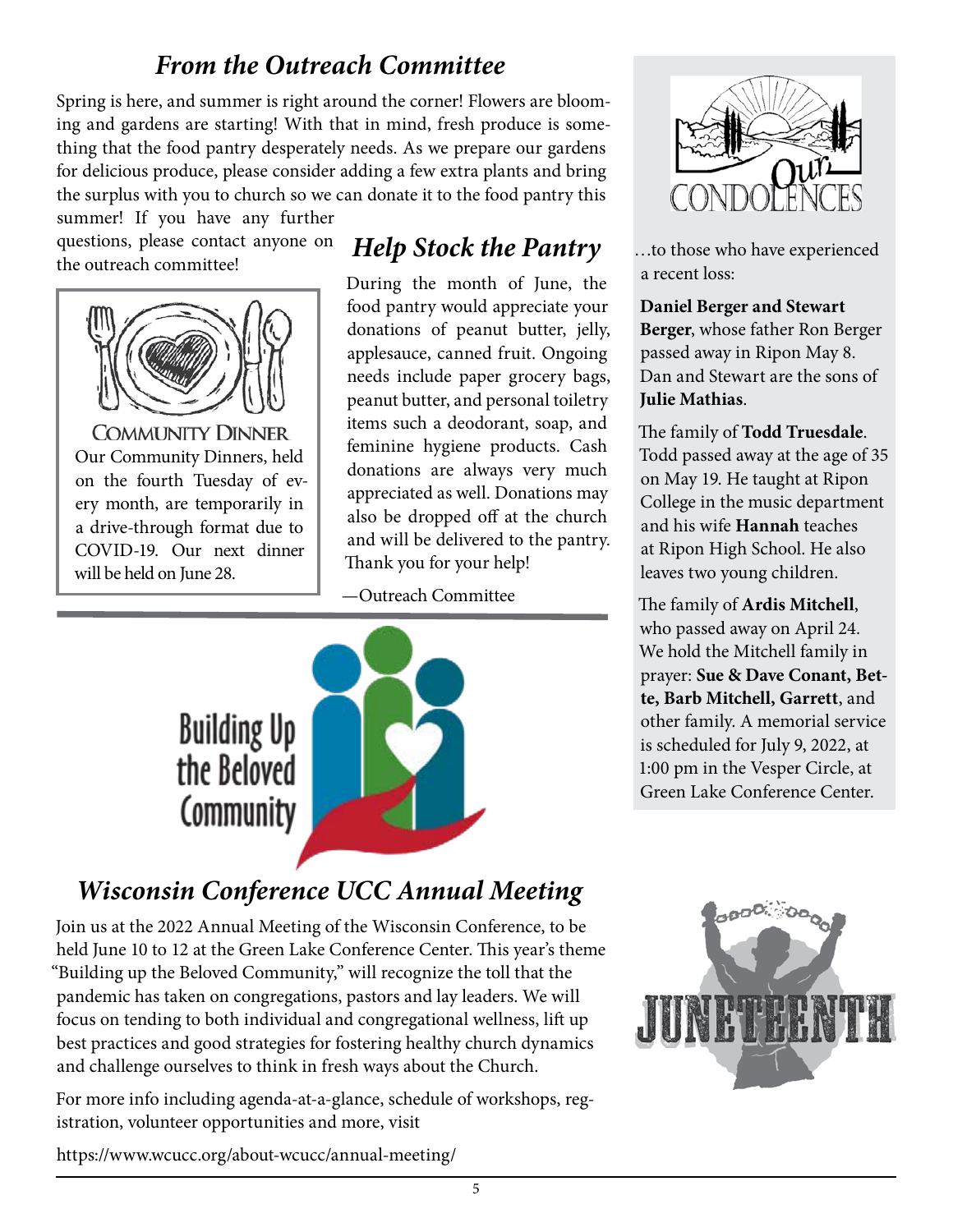## *From the Outreach Committee*

Spring is here, and summer is right around the corner! Flowers are blooming and gardens are starting! With that in mind, fresh produce is something that the food pantry desperately needs. As we prepare our gardens for delicious produce, please consider adding a few extra plants and bring the surplus with you to church so we can donate it to the food pantry this summer! If you have any further questions, please contact anyone on the outreach committee!

**COMMUNITY DINNER**

Our Community Dinners, held on the fourth Tuesday of every month, are temporarily in a drive-through format due to COVID-19. Our next dinner will be held on June 28.

## *Help Stock the Pantry*

During the month of June, the food pantry would appreciate your donations of peanut butter, jelly, applesauce, canned fruit. Ongoing needs include paper grocery bags, peanut butter, and personal toiletry items such a deodorant, soap, and feminine hygiene products. Cash donations are always very much appreciated as well. Donations may also be dropped off at the church and will be delivered to the pantry. Thank you for your help!

—Outreach Committee

## Our Condolences

…to those who have experienced a recent loss:

**Daniel Berger and Stewart Berger**, whose father Ron Berger passed away in Ripon May 8. Dan and Stewart are the sons of **Julie Mathias**.

The family of **Todd Truesdale**. Todd passed away at the age of 35 on May 19. He taught at Ripon College in the music department and his wife **Hannah** teaches at Ripon High School. He also leaves two young children.

The family of **Ardis Mitchell**, who passed away on April 24. We hold the Mitchell family in prayer: **Sue & Dave Conant, Bette, Barb Mitchell, Garrett**, and other family. A memorial service is scheduled for July 9, 2022, at 1:00 pm in the Vesper Circle, at Green Lake Conference Center.

Building Up the Beloved Community

## *Wisconsin Conference UCC Annual Meeting*

Join us at the 2022 Annual Meeting of the Wisconsin Conference, to be held June 10 to 12 at the Green Lake Conference Center. This year's theme "Building up the Beloved Community," will recognize the toll that the pandemic has taken on congregations, pastors and lay leaders. We will focus on tending to both individual and congregational wellness, lift up best practices and good strategies for fostering healthy church dynamics and challenge ourselves to think in fresh ways about the Church.

For more info including agenda-at-a-glance, schedule of workshops, registration, volunteer opportunities and more, visit

https://www.wcucc.org/about-wcucc/annual-meeting/

JUNETEENTH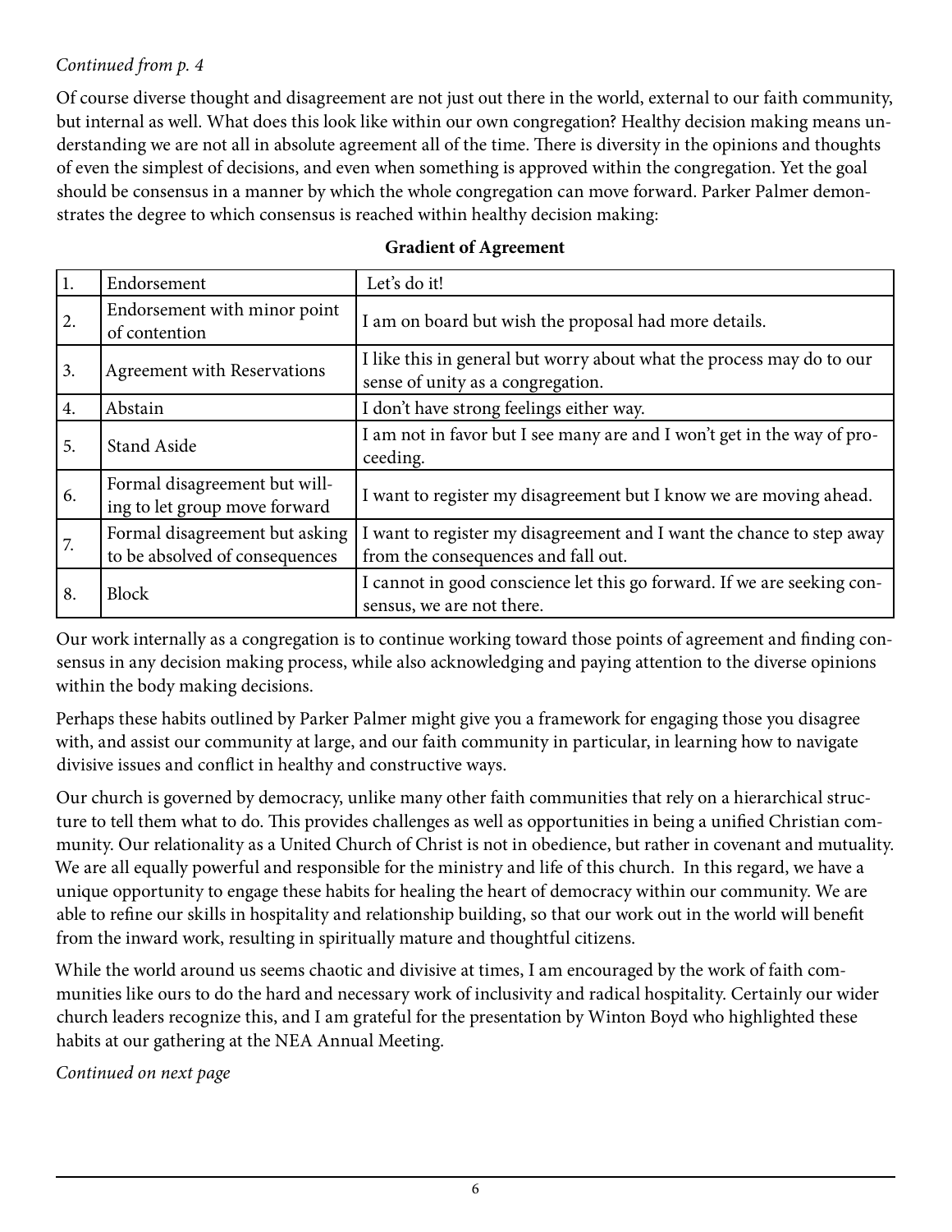*Continued from p. 4*

Of course diverse thought and disagreement are not just out there in the world, external to our faith community, but internal as well. What does this look like within our own congregation? Healthy decision making means understanding we are not all in absolute agreement all of the time. There is diversity in the opinions and thoughts of even the simplest of decisions, and even when something is approved within the congregation. Yet the goal should be consensus in a manner by which the whole congregation can move forward. Parker Palmer demonstrates the degree to which consensus is reached within healthy decision making:

**Gradient of Agreement**

| | | |
|---|---|---|
| 1. | Endorsement | Let's do it! |
| 2. | Endorsement with minor point of contention | I am on board but wish the proposal had more details. |
| 3. | Agreement with Reservations | I like this in general but worry about what the process may do to our sense of unity as a congregation. |
| 4. | Abstain | I don't have strong feelings either way. |
| 5. | Stand Aside | I am not in favor but I see many are and I won't get in the way of proceeding. |
| 6. | Formal disagreement but willing to let group move forward | I want to register my disagreement but I know we are moving ahead. |
| 7. | Formal disagreement but asking to be absolved of consequences | I want to register my disagreement and I want the chance to step away from the consequences and fall out. |
| 8. | Block | I cannot in good conscience let this go forward. If we are seeking consensus, we are not there. |

Our work internally as a congregation is to continue working toward those points of agreement and finding consensus in any decision making process, while also acknowledging and paying attention to the diverse opinions within the body making decisions.

Perhaps these habits outlined by Parker Palmer might give you a framework for engaging those you disagree with, and assist our community at large, and our faith community in particular, in learning how to navigate divisive issues and conflict in healthy and constructive ways.

Our church is governed by democracy, unlike many other faith communities that rely on a hierarchical structure to tell them what to do. This provides challenges as well as opportunities in being a unified Christian community. Our relationality as a United Church of Christ is not in obedience, but rather in covenant and mutuality. We are all equally powerful and responsible for the ministry and life of this church. In this regard, we have a unique opportunity to engage these habits for healing the heart of democracy within our community. We are able to refine our skills in hospitality and relationship building, so that our work out in the world will benefit from the inward work, resulting in spiritually mature and thoughtful citizens.

While the world around us seems chaotic and divisive at times, I am encouraged by the work of faith communities like ours to do the hard and necessary work of inclusivity and radical hospitality. Certainly our wider church leaders recognize this, and I am grateful for the presentation by Winton Boyd who highlighted these habits at our gathering at the NEA Annual Meeting.

*Continued on next page*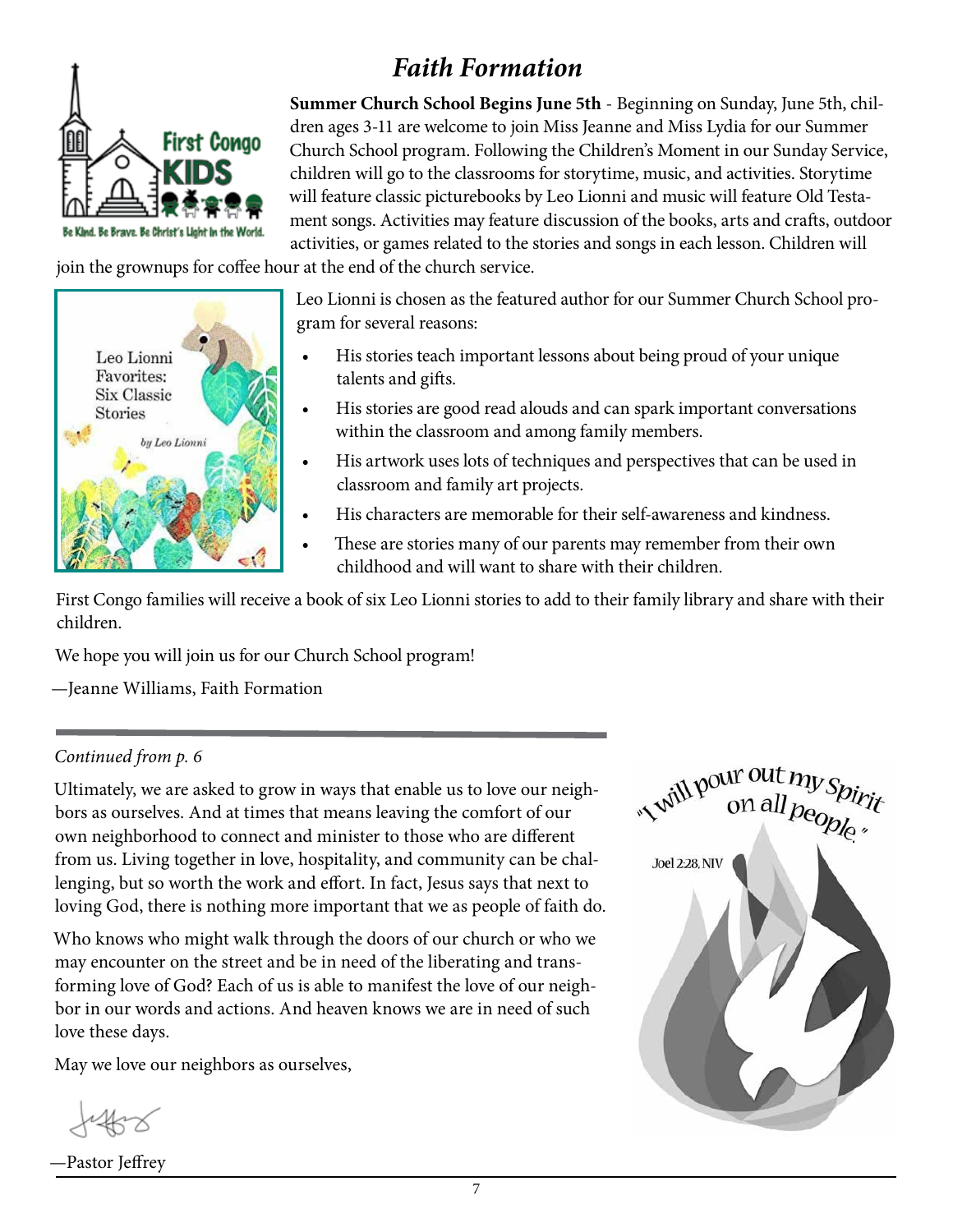## *Faith Formation*

**Summer Church School Begins June 5th** - Beginning on Sunday, June 5th, children ages 3-11 are welcome to join Miss Jeanne and Miss Lydia for our Summer Church School program. Following the Children's Moment in our Sunday Service, children will go to the classrooms for storytime, music, and activities. Storytime will feature classic picturebooks by Leo Lionni and music will feature Old Testament songs. Activities may feature discussion of the books, arts and crafts, outdoor activities, or games related to the stories and songs in each lesson. Children will join the grownups for coffee hour at the end of the church service.

Leo Lionni is chosen as the featured author for our Summer Church School program for several reasons:

- His stories teach important lessons about being proud of your unique talents and gifts.
- His stories are good read alouds and can spark important conversations within the classroom and among family members.
- His artwork uses lots of techniques and perspectives that can be used in classroom and family art projects.
- His characters are memorable for their self-awareness and kindness.
- These are stories many of our parents may remember from their own childhood and will want to share with their children.

First Congo families will receive a book of six Leo Lionni stories to add to their family library and share with their children.

We hope you will join us for our Church School program!

—Jeanne Williams, Faith Formation

---

*Continued from p. 6*

Ultimately, we are asked to grow in ways that enable us to love our neighbors as ourselves. And at times that means leaving the comfort of our own neighborhood to connect and minister to those who are different from us. Living together in love, hospitality, and community can be challenging, but so worth the work and effort. In fact, Jesus says that next to loving God, there is nothing more important that we as people of faith do.

Who knows who might walk through the doors of our church or who we may encounter on the street and be in need of the liberating and transforming love of God? Each of us is able to manifest the love of our neighbor in our words and actions. And heaven knows we are in need of such love these days.

May we love our neighbors as ourselves,

—Pastor Jeffrey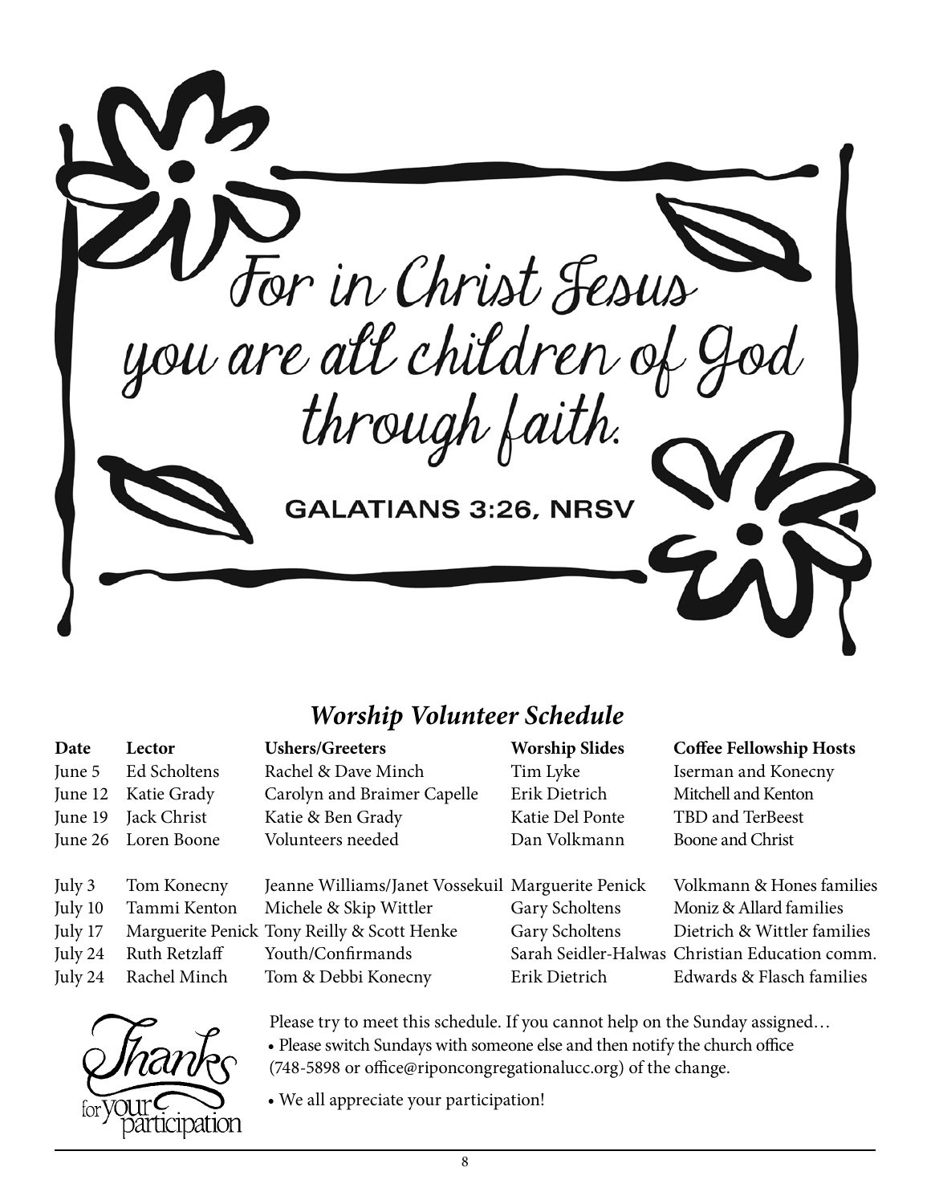For in Christ Jesus you are all children of God through faith.

GALATIANS 3:26, NRSV

## *Worship Volunteer Schedule*

| Date | Lector | Ushers/Greeters | Worship Slides | Coffee Fellowship Hosts |
|---|---|---|---|---|
| June 5 | Ed Scholtens | Rachel & Dave Minch | Tim Lyke | Iserman and Konecny |
| June 12 | Katie Grady | Carolyn and Braimer Capelle | Erik Dietrich | Mitchell and Kenton |
| June 19 | Jack Christ | Katie & Ben Grady | Katie Del Ponte | TBD and TerBeest |
| June 26 | Loren Boone | Volunteers needed | Dan Volkmann | Boone and Christ |
| July 3 | Tom Konecny | Jeanne Williams/Janet Vossekuil | Marguerite Penick | Volkmann & Hones families |
| July 10 | Tammi Kenton | Michele & Skip Wittler | Gary Scholtens | Moniz & Allard families |
| July 17 | Marguerite Penick | Tony Reilly & Scott Henke | Gary Scholtens | Dietrich & Wittler families |
| July 24 | Ruth Retzlaff | Youth/Confirmands | Sarah Seidler-Halwas | Christian Education comm. |
| July 24 | Rachel Minch | Tom & Debbi Konecny | Erik Dietrich | Edwards & Flasch families |

Thanks for your participation

Please try to meet this schedule. If you cannot help on the Sunday assigned…

- Please switch Sundays with someone else and then notify the church office (748-5898 or office@riponcongregationalucc.org) of the change.
- We all appreciate your participation!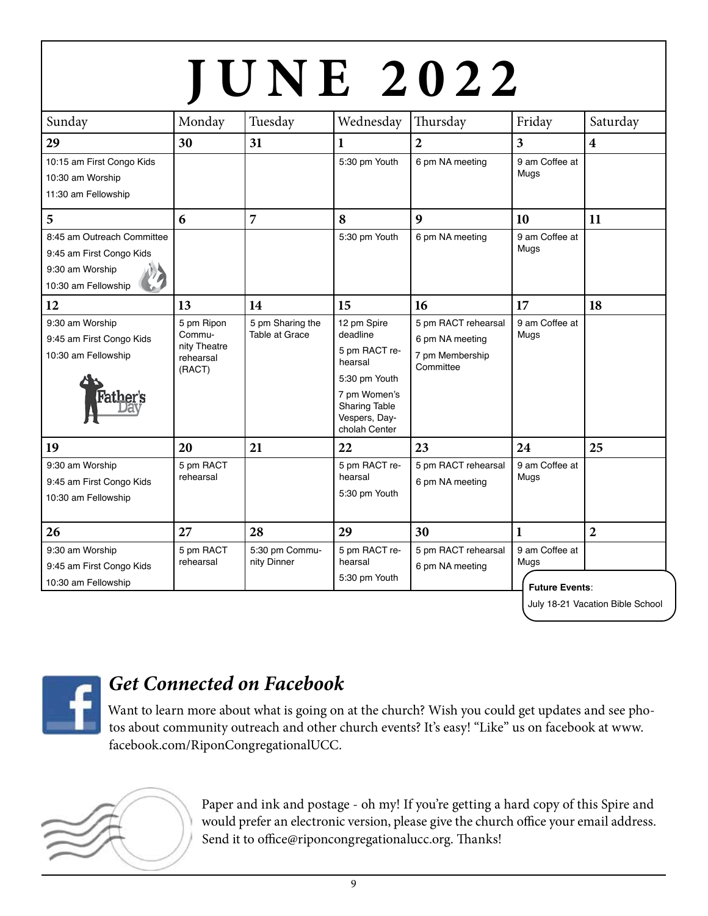# JUNE 2022

| Sunday | Monday | Tuesday | Wednesday | Thursday | Friday | Saturday |
|---|---|---|---|---|---|---|
| **29** | **30** | **31** | **1** | **2** | **3** | **4** |
| 10:15 am First Congo Kids<br>10:30 am Worship<br>11:30 am Fellowship | | | 5:30 pm Youth | 6 pm NA meeting | 9 am Coffee at Mugs | |
| **5** | **6** | **7** | **8** | **9** | **10** | **11** |
| 8:45 am Outreach Committee<br>9:45 am First Congo Kids<br>9:30 am Worship<br>10:30 am Fellowship | | | 5:30 pm Youth | 6 pm NA meeting | 9 am Coffee at Mugs | |
| **12** | **13** | **14** | **15** | **16** | **17** | **18** |
| 9:30 am Worship<br>9:45 am First Congo Kids<br>10:30 am Fellowship<br>Father's Day | 5 pm Ripon Community Theatre rehearsal (RACT) | 5 pm Sharing the Table at Grace | 12 pm Spire deadline<br>5 pm RACT rehearsal<br>5:30 pm Youth<br>7 pm Women's Sharing Table Vespers, Daycholah Center | 5 pm RACT rehearsal<br>6 pm NA meeting<br>7 pm Membership Committee | 9 am Coffee at Mugs | |
| **19** | **20** | **21** | **22** | **23** | **24** | **25** |
| 9:30 am Worship<br>9:45 am First Congo Kids<br>10:30 am Fellowship | 5 pm RACT rehearsal | | 5 pm RACT rehearsal<br>5:30 pm Youth | 5 pm RACT rehearsal<br>6 pm NA meeting | 9 am Coffee at Mugs | |
| **26** | **27** | **28** | **29** | **30** | **1** | **2** |
| 9:30 am Worship<br>9:45 am First Congo Kids<br>10:30 am Fellowship | 5 pm RACT rehearsal | 5:30 pm Community Dinner | 5 pm RACT rehearsal<br>5:30 pm Youth | 5 pm RACT rehearsal<br>6 pm NA meeting | 9 am Coffee at Mugs | |

**Future Events**:
July 18-21 Vacation Bible School

## *Get Connected on Facebook*

Want to learn more about what is going on at the church? Wish you could get updates and see photos about community outreach and other church events? It's easy! "Like" us on facebook at www.facebook.com/RiponCongregationalUCC.

Paper and ink and postage - oh my! If you're getting a hard copy of this Spire and would prefer an electronic version, please give the church office your email address. Send it to office@riponcongregationalucc.org. Thanks!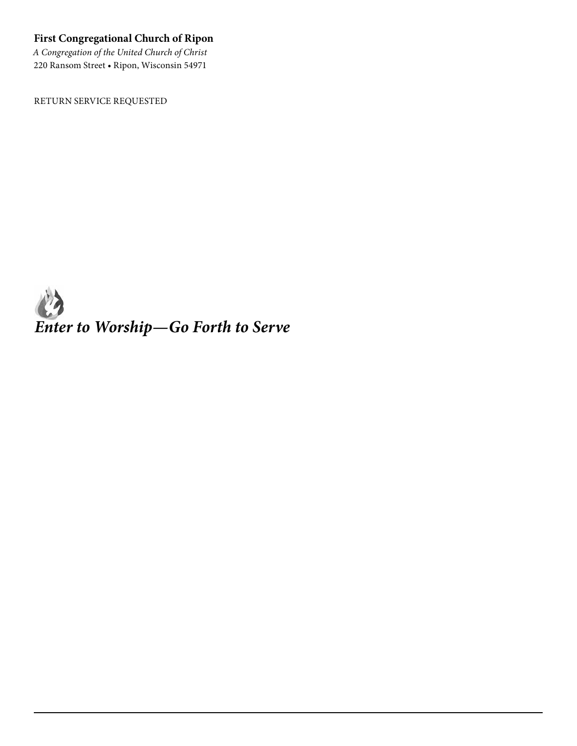**First Congregational Church of Ripon**

*A Congregation of the United Church of Christ*

220 Ransom Street • Ripon, Wisconsin 54971

RETURN SERVICE REQUESTED

***Enter to Worship—Go Forth to Serve***